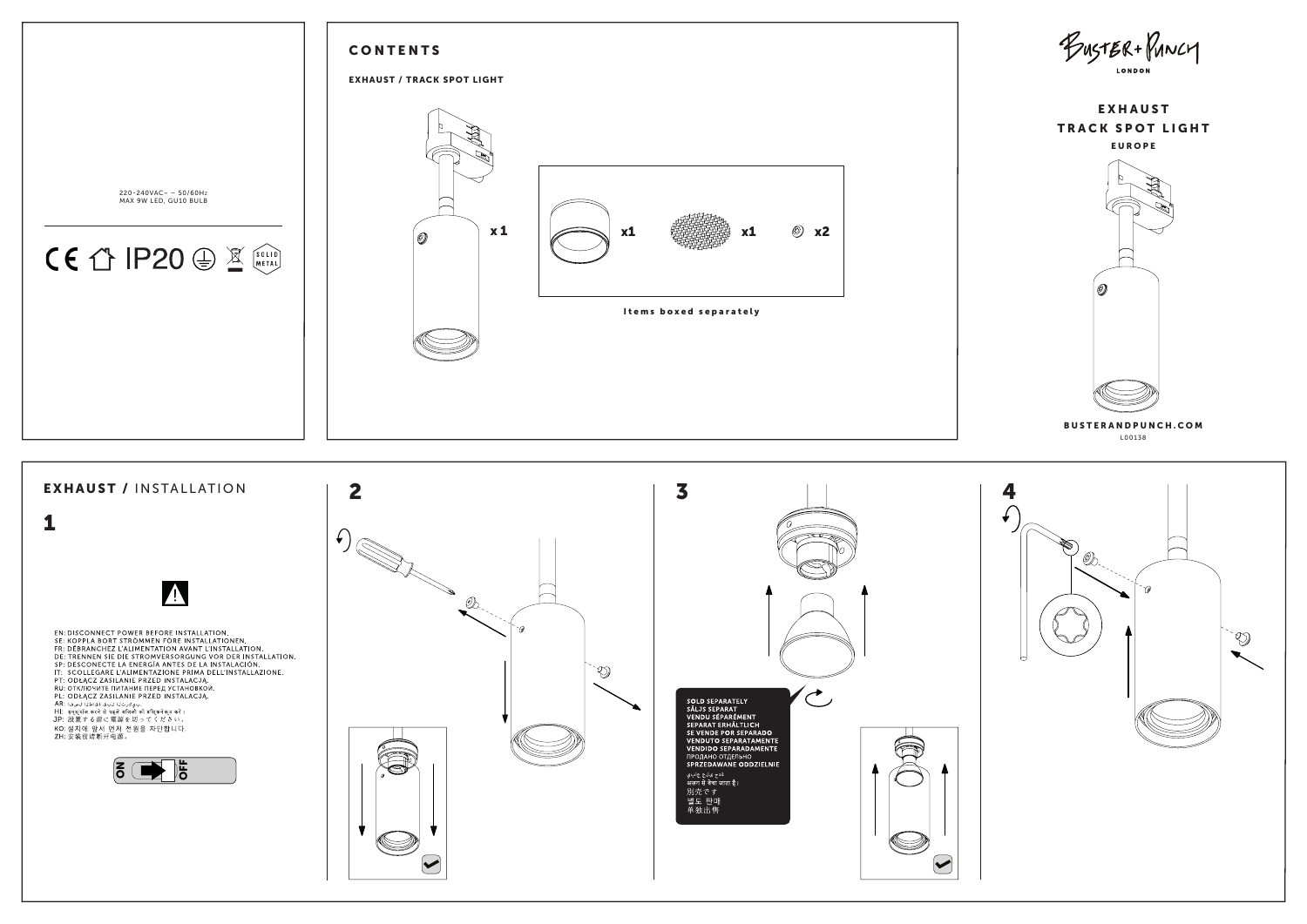220-240VAC~ – 50/60Hz
MAX 9W LED, GU10 BULB

CE IP20

SOLID METAL

## CONTENTS

**EXHAUST / TRACK SPOT LIGHT**

x 1

x1 x1 x2

Items boxed separately

BUSTER+PUNCH
LONDON

## EXHAUST
## TRACK SPOT LIGHT
**EUROPE**

**BUSTERANDPUNCH.COM**
L00138

## EXHAUST / INSTALLATION

### 1

EN: DISCONNECT POWER BEFORE INSTALLATION.
SE: KOPPLA BORT STRÖMMEN FÖRE INSTALLATIONEN.
FR: DÉBRANCHEZ L'ALIMENTATION AVANT L'INSTALLATION.
DE: TRENNEN SIE DIE STROMVERSORGUNG VOR DER INSTALLATION.
SP: DESCONECTE LA ENERGÍA ANTES DE LA INSTALACIÓN.
IT: SCOLLEGARE L'ALIMENTAZIONE PRIMA DELL'INSTALLAZIONE.
PT: ODŁĄCZ ZASILANIE PRZED INSTALACJĄ.
RU: ОТКЛЮЧИТЕ ПИТАНИЕ ПЕРЕД УСТАНОВКОЙ.
PL: ODŁĄCZ ZASILANIE PRZED INSTALACJĄ.
AR: افصل الطاقة قبل التركيب.
HI: इंस्टॉल करने से पहले बिजली को डिस्कनेक्ट करें।
JP: 設置する前に電源を切ってください。
KO: 설치에 앞서 먼저 전원을 차단합니다
ZH: 安装前请断开电源。

ON OFF

### 2

### 3

SOLD SEPARATELY
SÅLJS SEPARAT
VENDU SÉPARÉMENT
SEPARAT ERHÄLTLICH
SE VENDE POR SEPARADO
VENDUTO SEPARATAMENTE
VENDIDO SEPARADAMENTE
ПРОДАНО ОТДЕЛЬНО
SPRZEDAWANE ODDZIELNIE
تباع بشكل منفصل
अलग से बेचा जाता है।
別売です
별도 판매
单独出售

### 4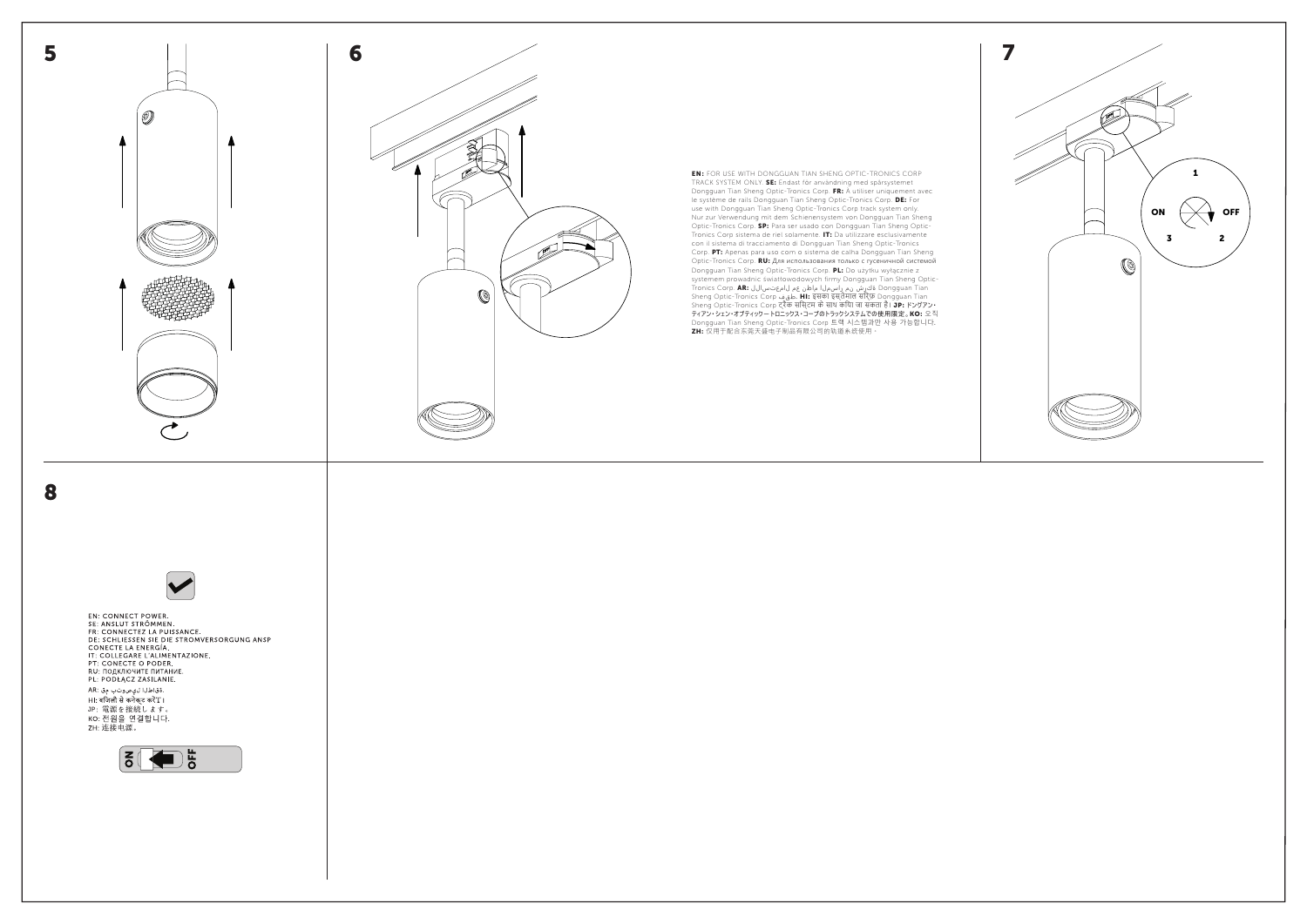## 5

## 6

**EN:** FOR USE WITH DONGGUAN TIAN SHENG OPTIC-TRONICS CORP TRACK SYSTEM ONLY. **SE:** Endast för användning med spårsystemet Dongguan Tian Sheng Optic-Tronics Corp. **FR:** À utiliser uniquement avec le système de rails Dongguan Tian Sheng Optic-Tronics Corp. **DE:** For use with Dongguan Tian Sheng Optic-Tronics Corp track system only. Nur zur Verwendung mit dem Schienensystem von Dongguan Tian Sheng Optic-Tronics Corp. **SP:** Para ser usado con Dongguan Tian Sheng Optic-Tronics Corp sistema de riel solamente. **IT:** Da utilizzare esclusivamente con il sistema di tracciamento di Dongguan Tian Sheng Optic-Tronics Corp. **PT:** Apenas para uso com o sistema de calha Dongguan Tian Sheng Optic-Tronics Corp. **RU:** Для использования только с гусеничной системой Dongguan Tian Sheng Optic-Tronics Corp. **PL:** Do użytku wyłącznie z systemem prowadnic świattowodowych firmy Dongguan Tian Sheng Optic-Tronics Corp. **AR:** للاستخدام مع نظام المسار من شركة Dongguan Tian Sheng Optic-Tronics Corp فقط. **HI:** इसका इस्तेमाल सिर्फ Dongguan Tian Sheng Optic-Tronics Corp ट्रैक सिस्टम के साथ किया जा सकता है। **JP:** ドングアン・ティアン・シェン・オプティックートロニックス・コープのトラックシステムでの使用限定。**KO:** 오직 Dongguan Tian Sheng Optic-Tronics Corp 트랙 시스템과만 사용 가능합니다. **ZH:** 仅用于配合东莞天盛电子制品有限公司的轨道系统使用。

## 7

1

ON

OFF

3

2

## 8

EN: CONNECT POWER.
SE: ANSLUT STRÖMMEN.
FR: CONNECTEZ LA PUISSANCE.
DE: SCHLIESSEN SIE DIE STROMVERSORGUNG ANSP
CONECTE LA ENERGÍA.
IT: COLLEGARE L'ALIMENTAZIONE.
PT: CONECTE O PODER.
RU: ПОДКЛЮЧИТЕ ПИТАНИЕ.
PL: PODŁĄCZ ZASILANIE.
AR: قم بتوصيل الطاقة.
HI: बिजली से कनेक्ट करें।
JP: 電源を接続します。
KO: 전원을 연결합니다.
ZH: 连接电源。

ON

OFF